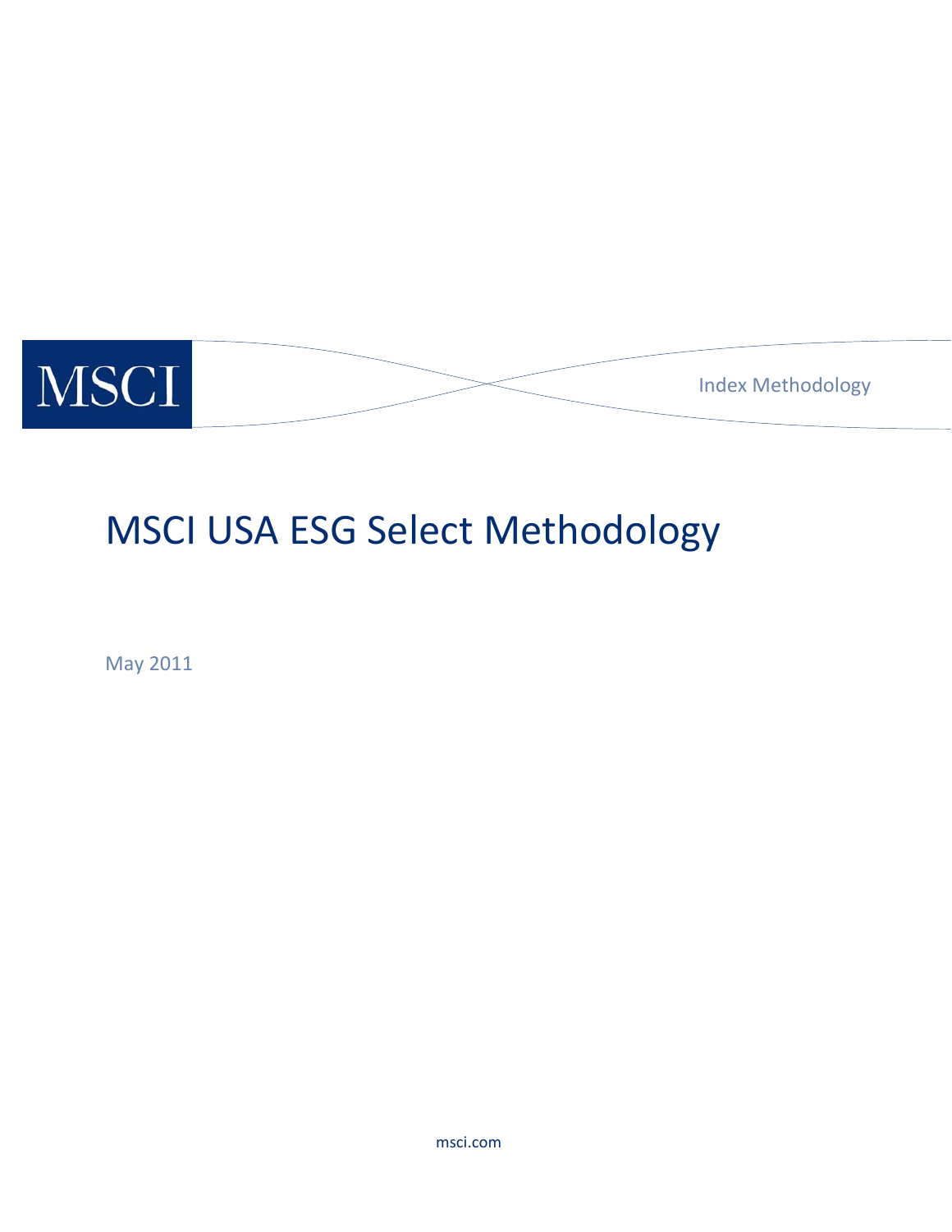MSCI

Index Methodology

# MSCI USA ESG Select Methodology

May 2011

msci.com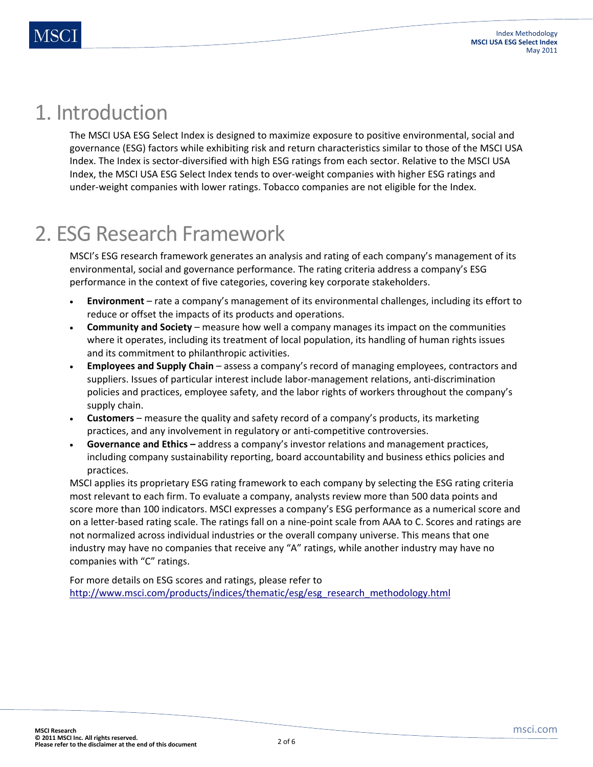# 1. Introduction

The MSCI USA ESG Select Index is designed to maximize exposure to positive environmental, social and governance (ESG) factors while exhibiting risk and return characteristics similar to those of the MSCI USA Index. The Index is sector-diversified with high ESG ratings from each sector. Relative to the MSCI USA Index, the MSCI USA ESG Select Index tends to over-weight companies with higher ESG ratings and under-weight companies with lower ratings. Tobacco companies are not eligible for the Index.

# 2. ESG Research Framework

MSCI's ESG research framework generates an analysis and rating of each company's management of its environmental, social and governance performance. The rating criteria address a company's ESG performance in the context of five categories, covering key corporate stakeholders.

- **Environment** – rate a company's management of its environmental challenges, including its effort to reduce or offset the impacts of its products and operations.
- **Community and Society** – measure how well a company manages its impact on the communities where it operates, including its treatment of local population, its handling of human rights issues and its commitment to philanthropic activities.
- **Employees and Supply Chain** – assess a company's record of managing employees, contractors and suppliers. Issues of particular interest include labor-management relations, anti-discrimination policies and practices, employee safety, and the labor rights of workers throughout the company's supply chain.
- **Customers** – measure the quality and safety record of a company's products, its marketing practices, and any involvement in regulatory or anti-competitive controversies.
- **Governance and Ethics –** address a company's investor relations and management practices, including company sustainability reporting, board accountability and business ethics policies and practices.

MSCI applies its proprietary ESG rating framework to each company by selecting the ESG rating criteria most relevant to each firm. To evaluate a company, analysts review more than 500 data points and score more than 100 indicators. MSCI expresses a company's ESG performance as a numerical score and on a letter-based rating scale. The ratings fall on a nine-point scale from AAA to C. Scores and ratings are not normalized across individual industries or the overall company universe. This means that one industry may have no companies that receive any "A" ratings, while another industry may have no companies with "C" ratings.

For more details on ESG scores and ratings, please refer to http://www.msci.com/products/indices/thematic/esg/esg_research_methodology.html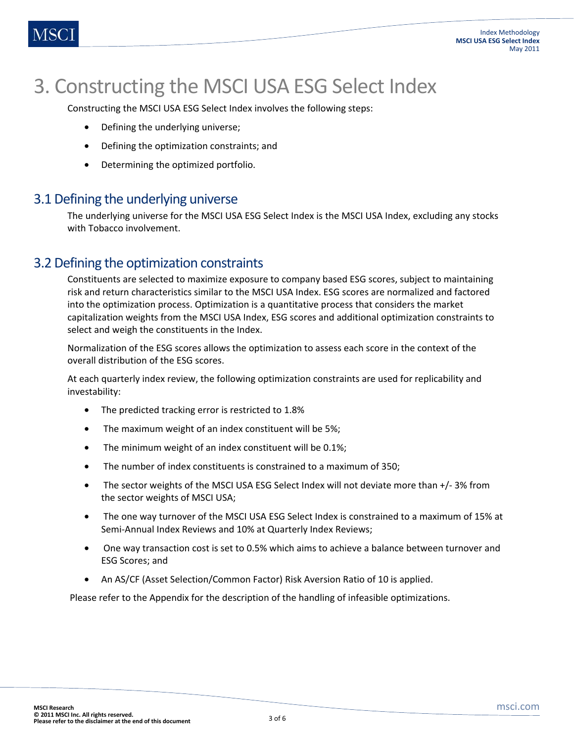# 3. Constructing the MSCI USA ESG Select Index

Constructing the MSCI USA ESG Select Index involves the following steps:

- Defining the underlying universe;
- Defining the optimization constraints; and
- Determining the optimized portfolio.

## 3.1 Defining the underlying universe

The underlying universe for the MSCI USA ESG Select Index is the MSCI USA Index, excluding any stocks with Tobacco involvement.

## 3.2 Defining the optimization constraints

Constituents are selected to maximize exposure to company based ESG scores, subject to maintaining risk and return characteristics similar to the MSCI USA Index. ESG scores are normalized and factored into the optimization process. Optimization is a quantitative process that considers the market capitalization weights from the MSCI USA Index, ESG scores and additional optimization constraints to select and weigh the constituents in the Index.

Normalization of the ESG scores allows the optimization to assess each score in the context of the overall distribution of the ESG scores.

At each quarterly index review, the following optimization constraints are used for replicability and investability:

- The predicted tracking error is restricted to 1.8%
- The maximum weight of an index constituent will be 5%;
- The minimum weight of an index constituent will be 0.1%;
- The number of index constituents is constrained to a maximum of 350;
- The sector weights of the MSCI USA ESG Select Index will not deviate more than +/- 3% from the sector weights of MSCI USA;
- The one way turnover of the MSCI USA ESG Select Index is constrained to a maximum of 15% at Semi-Annual Index Reviews and 10% at Quarterly Index Reviews;
- One way transaction cost is set to 0.5% which aims to achieve a balance between turnover and ESG Scores; and
- An AS/CF (Asset Selection/Common Factor) Risk Aversion Ratio of 10 is applied.

Please refer to the Appendix for the description of the handling of infeasible optimizations.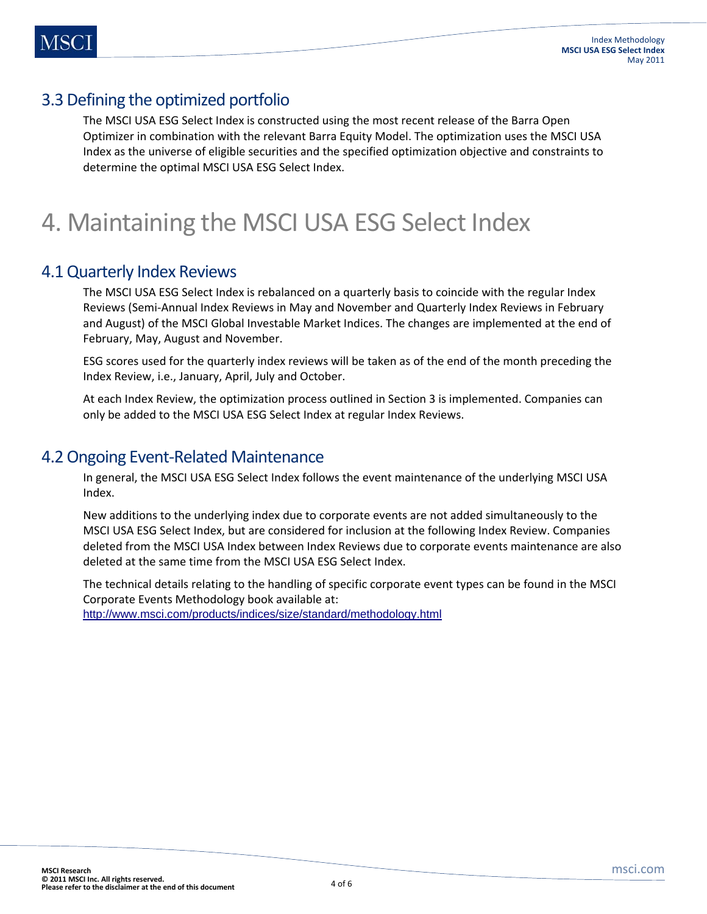## 3.3 Defining the optimized portfolio

The MSCI USA ESG Select Index is constructed using the most recent release of the Barra Open Optimizer in combination with the relevant Barra Equity Model. The optimization uses the MSCI USA Index as the universe of eligible securities and the specified optimization objective and constraints to determine the optimal MSCI USA ESG Select Index.

# 4. Maintaining the MSCI USA ESG Select Index

## 4.1 Quarterly Index Reviews

The MSCI USA ESG Select Index is rebalanced on a quarterly basis to coincide with the regular Index Reviews (Semi-Annual Index Reviews in May and November and Quarterly Index Reviews in February and August) of the MSCI Global Investable Market Indices. The changes are implemented at the end of February, May, August and November.

ESG scores used for the quarterly index reviews will be taken as of the end of the month preceding the Index Review, i.e., January, April, July and October.

At each Index Review, the optimization process outlined in Section 3 is implemented. Companies can only be added to the MSCI USA ESG Select Index at regular Index Reviews.

## 4.2 Ongoing Event-Related Maintenance

In general, the MSCI USA ESG Select Index follows the event maintenance of the underlying MSCI USA Index.

New additions to the underlying index due to corporate events are not added simultaneously to the MSCI USA ESG Select Index, but are considered for inclusion at the following Index Review. Companies deleted from the MSCI USA Index between Index Reviews due to corporate events maintenance are also deleted at the same time from the MSCI USA ESG Select Index.

The technical details relating to the handling of specific corporate event types can be found in the MSCI Corporate Events Methodology book available at:
http://www.msci.com/products/indices/size/standard/methodology.html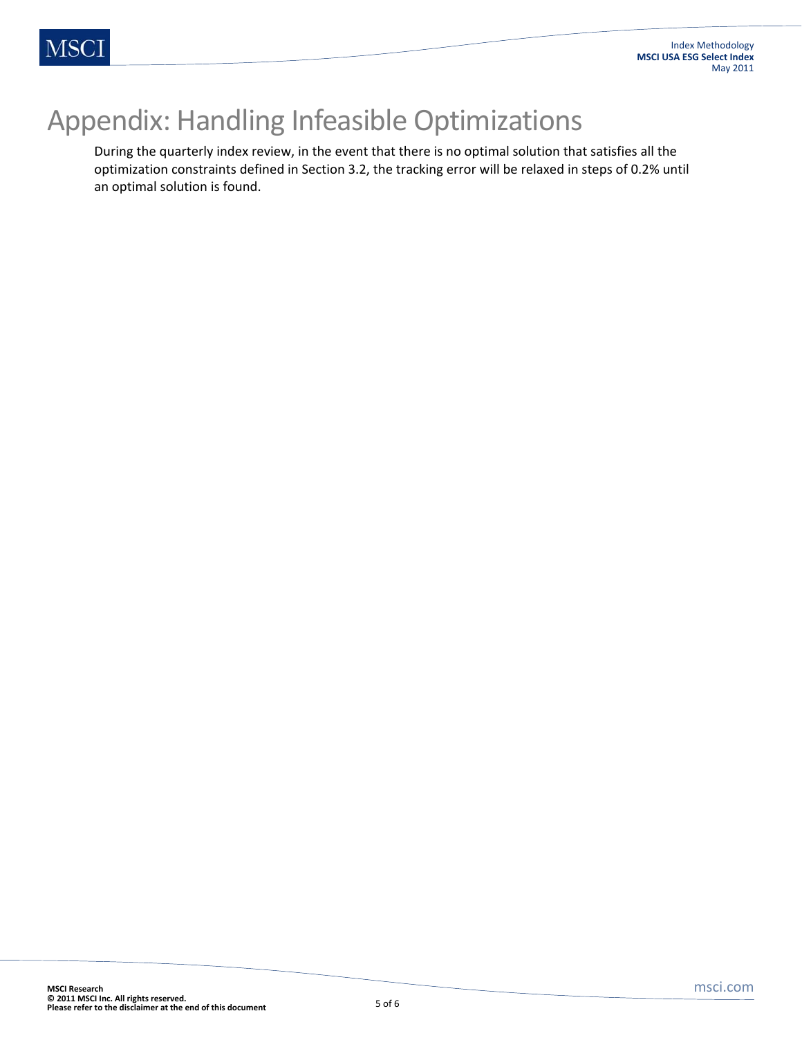# Appendix: Handling Infeasible Optimizations

During the quarterly index review, in the event that there is no optimal solution that satisfies all the optimization constraints defined in Section 3.2, the tracking error will be relaxed in steps of 0.2% until an optimal solution is found.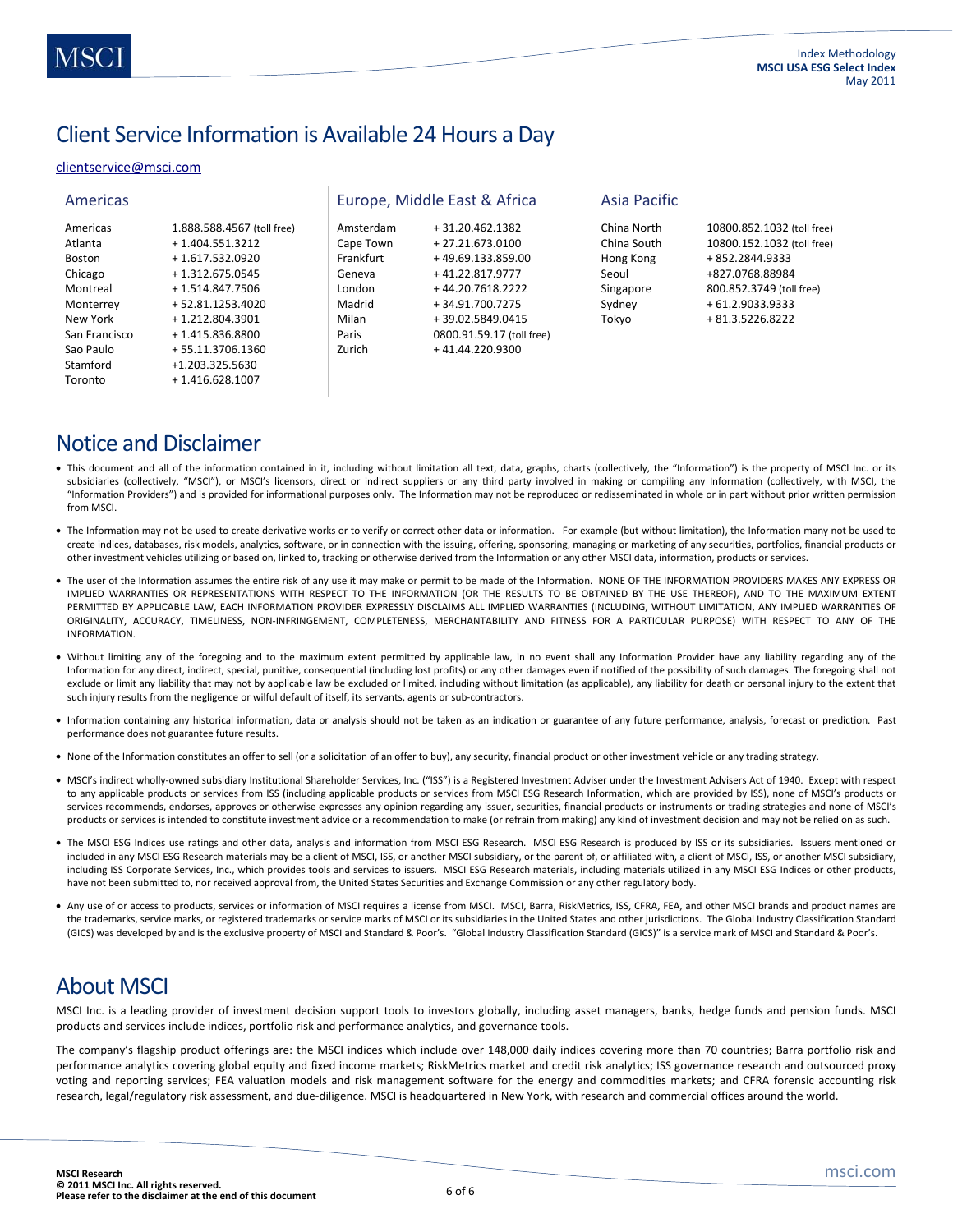# Client Service Information is Available 24 Hours a Day

clientservice@msci.com

## Americas

| | |
|---|---|
| Americas | 1.888.588.4567 (toll free) |
| Atlanta | + 1.404.551.3212 |
| Boston | + 1.617.532.0920 |
| Chicago | + 1.312.675.0545 |
| Montreal | + 1.514.847.7506 |
| Monterrey | + 52.81.1253.4020 |
| New York | + 1.212.804.3901 |
| San Francisco | + 1.415.836.8800 |
| Sao Paulo | + 55.11.3706.1360 |
| Stamford | +1.203.325.5630 |
| Toronto | + 1.416.628.1007 |

## Europe, Middle East & Africa

| | |
|---|---|
| Amsterdam | + 31.20.462.1382 |
| Cape Town | + 27.21.673.0100 |
| Frankfurt | + 49.69.133.859.00 |
| Geneva | + 41.22.817.9777 |
| London | + 44.20.7618.2222 |
| Madrid | + 34.91.700.7275 |
| Milan | + 39.02.5849.0415 |
| Paris | 0800.91.59.17 (toll free) |
| Zurich | + 41.44.220.9300 |

## Asia Pacific

| | |
|---|---|
| China North | 10800.852.1032 (toll free) |
| China South | 10800.152.1032 (toll free) |
| Hong Kong | + 852.2844.9333 |
| Seoul | +827.0768.88984 |
| Singapore | 800.852.3749 (toll free) |
| Sydney | + 61.2.9033.9333 |
| Tokyo | + 81.3.5226.8222 |

# Notice and Disclaimer

- This document and all of the information contained in it, including without limitation all text, data, graphs, charts (collectively, the "Information") is the property of MSCI Inc. or its subsidiaries (collectively, "MSCI"), or MSCI's licensors, direct or indirect suppliers or any third party involved in making or compiling any Information (collectively, with MSCI, the "Information Providers") and is provided for informational purposes only. The Information may not be reproduced or redisseminated in whole or in part without prior written permission from MSCI.
- The Information may not be used to create derivative works or to verify or correct other data or information. For example (but without limitation), the Information many not be used to create indices, databases, risk models, analytics, software, or in connection with the issuing, offering, sponsoring, managing or marketing of any securities, portfolios, financial products or other investment vehicles utilizing or based on, linked to, tracking or otherwise derived from the Information or any other MSCI data, information, products or services.
- The user of the Information assumes the entire risk of any use it may make or permit to be made of the Information. NONE OF THE INFORMATION PROVIDERS MAKES ANY EXPRESS OR IMPLIED WARRANTIES OR REPRESENTATIONS WITH RESPECT TO THE INFORMATION (OR THE RESULTS TO BE OBTAINED BY THE USE THEREOF), AND TO THE MAXIMUM EXTENT PERMITTED BY APPLICABLE LAW, EACH INFORMATION PROVIDER EXPRESSLY DISCLAIMS ALL IMPLIED WARRANTIES (INCLUDING, WITHOUT LIMITATION, ANY IMPLIED WARRANTIES OF ORIGINALITY, ACCURACY, TIMELINESS, NON-INFRINGEMENT, COMPLETENESS, MERCHANTABILITY AND FITNESS FOR A PARTICULAR PURPOSE) WITH RESPECT TO ANY OF THE INFORMATION.
- Without limiting any of the foregoing and to the maximum extent permitted by applicable law, in no event shall any Information Provider have any liability regarding any of the Information for any direct, indirect, special, punitive, consequential (including lost profits) or any other damages even if notified of the possibility of such damages. The foregoing shall not exclude or limit any liability that may not by applicable law be excluded or limited, including without limitation (as applicable), any liability for death or personal injury to the extent that such injury results from the negligence or wilful default of itself, its servants, agents or sub-contractors.
- Information containing any historical information, data or analysis should not be taken as an indication or guarantee of any future performance, analysis, forecast or prediction. Past performance does not guarantee future results.
- None of the Information constitutes an offer to sell (or a solicitation of an offer to buy), any security, financial product or other investment vehicle or any trading strategy.
- MSCI's indirect wholly-owned subsidiary Institutional Shareholder Services, Inc. ("ISS") is a Registered Investment Adviser under the Investment Advisers Act of 1940. Except with respect to any applicable products or services from ISS (including applicable products or services from MSCI ESG Research Information, which are provided by ISS), none of MSCI's products or services recommends, endorses, approves or otherwise expresses any opinion regarding any issuer, securities, financial products or instruments or trading strategies and none of MSCI's products or services is intended to constitute investment advice or a recommendation to make (or refrain from making) any kind of investment decision and may not be relied on as such.
- The MSCI ESG Indices use ratings and other data, analysis and information from MSCI ESG Research. MSCI ESG Research is produced by ISS or its subsidiaries. Issuers mentioned or included in any MSCI ESG Research materials may be a client of MSCI, ISS, or another MSCI subsidiary, or the parent of, or affiliated with, a client of MSCI, ISS, or another MSCI subsidiary, including ISS Corporate Services, Inc., which provides tools and services to issuers. MSCI ESG Research materials, including materials utilized in any MSCI ESG Indices or other products, have not been submitted to, nor received approval from, the United States Securities and Exchange Commission or any other regulatory body.
- Any use of or access to products, services or information of MSCI requires a license from MSCI. MSCI, Barra, RiskMetrics, ISS, CFRA, FEA, and other MSCI brands and product names are the trademarks, service marks, or registered trademarks or service marks of MSCI or its subsidiaries in the United States and other jurisdictions. The Global Industry Classification Standard (GICS) was developed by and is the exclusive property of MSCI and Standard & Poor's. "Global Industry Classification Standard (GICS)" is a service mark of MSCI and Standard & Poor's.

# About MSCI

MSCI Inc. is a leading provider of investment decision support tools to investors globally, including asset managers, banks, hedge funds and pension funds. MSCI products and services include indices, portfolio risk and performance analytics, and governance tools.

The company's flagship product offerings are: the MSCI indices which include over 148,000 daily indices covering more than 70 countries; Barra portfolio risk and performance analytics covering global equity and fixed income markets; RiskMetrics market and credit risk analytics; ISS governance research and outsourced proxy voting and reporting services; FEA valuation models and risk management software for the energy and commodities markets; and CFRA forensic accounting risk research, legal/regulatory risk assessment, and due-diligence. MSCI is headquartered in New York, with research and commercial offices around the world.